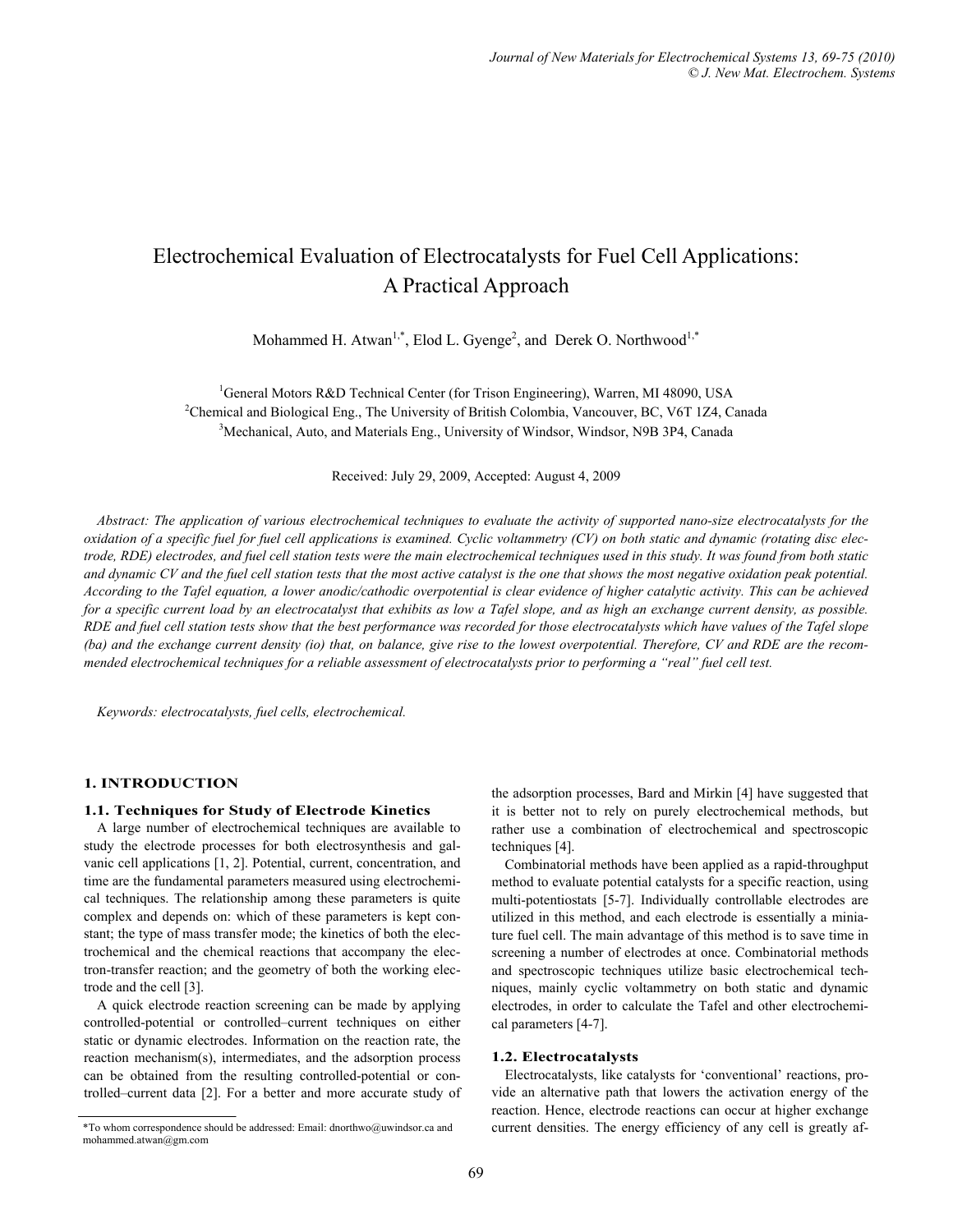# Electrochemical Evaluation of Electrocatalysts for Fuel Cell Applications: A Practical Approach

Mohammed H. Atwan[1,*], Elod L. Gyenge[2], and Derek O. Northwood[1,*]

[1]General Motors R&D Technical Center (for Trison Engineering), Warren, MI 48090, USA
[2]Chemical and Biological Eng., The University of British Colombia, Vancouver, BC, V6T 1Z4, Canada
[3]Mechanical, Auto, and Materials Eng., University of Windsor, Windsor, N9B 3P4, Canada

Received: July 29, 2009, Accepted: August 4, 2009

*Abstract: The application of various electrochemical techniques to evaluate the activity of supported nano-size electrocatalysts for the oxidation of a specific fuel for fuel cell applications is examined. Cyclic voltammetry (CV) on both static and dynamic (rotating disc electrode, RDE) electrodes, and fuel cell station tests were the main electrochemical techniques used in this study. It was found from both static and dynamic CV and the fuel cell station tests that the most active catalyst is the one that shows the most negative oxidation peak potential. According to the Tafel equation, a lower anodic/cathodic overpotential is clear evidence of higher catalytic activity. This can be achieved for a specific current load by an electrocatalyst that exhibits as low a Tafel slope, and as high an exchange current density, as possible. RDE and fuel cell station tests show that the best performance was recorded for those electrocatalysts which have values of the Tafel slope (ba) and the exchange current density (io) that, on balance, give rise to the lowest overpotential. Therefore, CV and RDE are the recommended electrochemical techniques for a reliable assessment of electrocatalysts prior to performing a "real" fuel cell test.*

*Keywords: electrocatalysts, fuel cells, electrochemical.*

## 1. INTRODUCTION

### 1.1. Techniques for Study of Electrode Kinetics

A large number of electrochemical techniques are available to study the electrode processes for both electrosynthesis and galvanic cell applications [1, 2]. Potential, current, concentration, and time are the fundamental parameters measured using electrochemical techniques. The relationship among these parameters is quite complex and depends on: which of these parameters is kept constant; the type of mass transfer mode; the kinetics of both the electrochemical and the chemical reactions that accompany the electron-transfer reaction; and the geometry of both the working electrode and the cell [3].

A quick electrode reaction screening can be made by applying controlled-potential or controlled–current techniques on either static or dynamic electrodes. Information on the reaction rate, the reaction mechanism(s), intermediates, and the adsorption process can be obtained from the resulting controlled-potential or controlled–current data [2]. For a better and more accurate study of the adsorption processes, Bard and Mirkin [4] have suggested that it is better not to rely on purely electrochemical methods, but rather use a combination of electrochemical and spectroscopic techniques [4].

Combinatorial methods have been applied as a rapid-throughput method to evaluate potential catalysts for a specific reaction, using multi-potentiostats [5-7]. Individually controllable electrodes are utilized in this method, and each electrode is essentially a miniature fuel cell. The main advantage of this method is to save time in screening a number of electrodes at once. Combinatorial methods and spectroscopic techniques utilize basic electrochemical techniques, mainly cyclic voltammetry on both static and dynamic electrodes, in order to calculate the Tafel and other electrochemical parameters [4-7].

### 1.2. Electrocatalysts

Electrocatalysts, like catalysts for 'conventional' reactions, provide an alternative path that lowers the activation energy of the reaction. Hence, electrode reactions can occur at higher exchange current densities. The energy efficiency of any cell is greatly af-

*To whom correspondence should be addressed: Email: dnorthwo@uwindsor.ca and mohammed.atwan@gm.com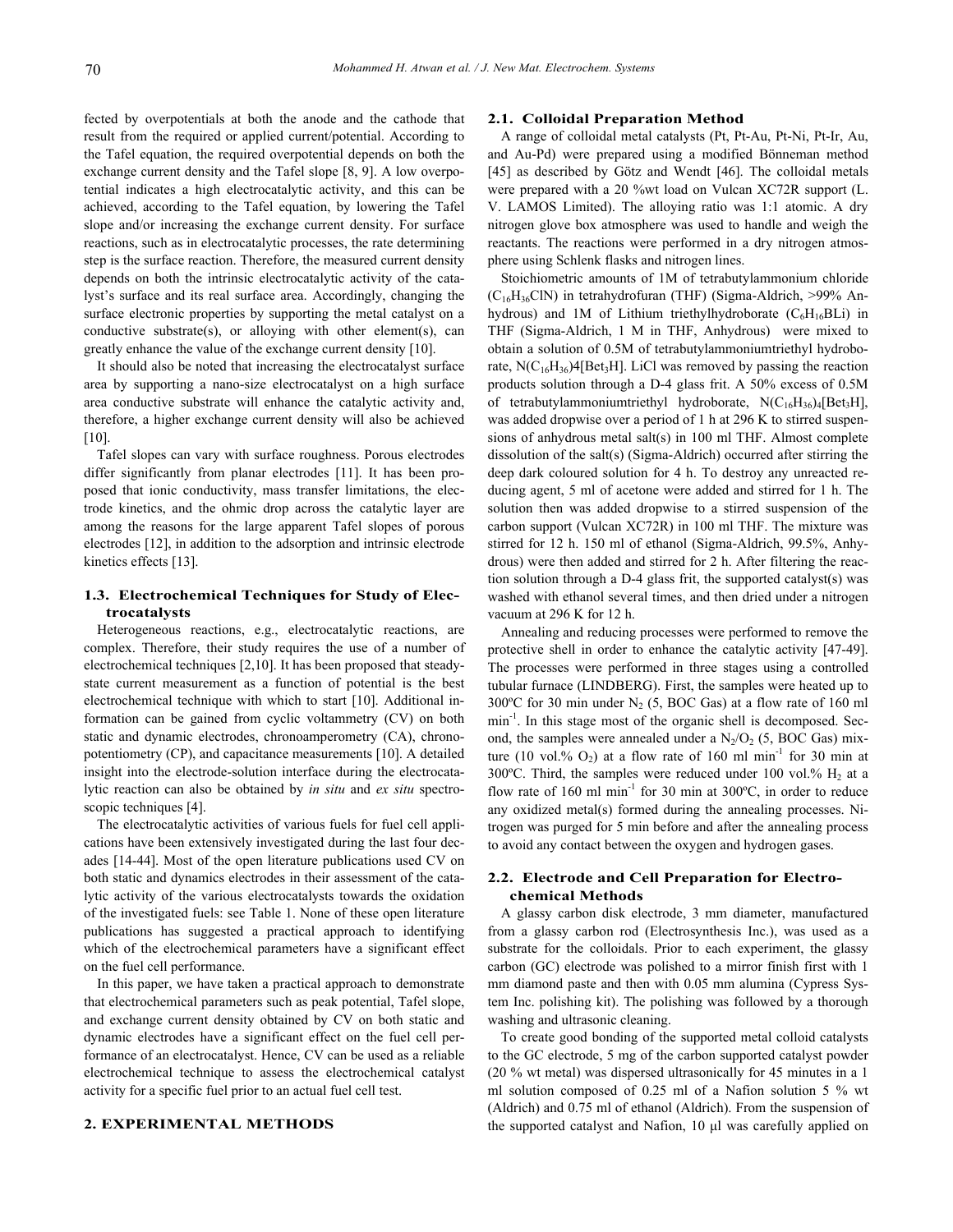fected by overpotentials at both the anode and the cathode that result from the required or applied current/potential. According to the Tafel equation, the required overpotential depends on both the exchange current density and the Tafel slope [8, 9]. A low overpotential indicates a high electrocatalytic activity, and this can be achieved, according to the Tafel equation, by lowering the Tafel slope and/or increasing the exchange current density. For surface reactions, such as in electrocatalytic processes, the rate determining step is the surface reaction. Therefore, the measured current density depends on both the intrinsic electrocatalytic activity of the catalyst's surface and its real surface area. Accordingly, changing the surface electronic properties by supporting the metal catalyst on a conductive substrate(s), or alloying with other element(s), can greatly enhance the value of the exchange current density [10].

It should also be noted that increasing the electrocatalyst surface area by supporting a nano-size electrocatalyst on a high surface area conductive substrate will enhance the catalytic activity and, therefore, a higher exchange current density will also be achieved [10].

Tafel slopes can vary with surface roughness. Porous electrodes differ significantly from planar electrodes [11]. It has been proposed that ionic conductivity, mass transfer limitations, the electrode kinetics, and the ohmic drop across the catalytic layer are among the reasons for the large apparent Tafel slopes of porous electrodes [12], in addition to the adsorption and intrinsic electrode kinetics effects [13].

### 1.3. Electrochemical Techniques for Study of Electrocatalysts

Heterogeneous reactions, e.g., electrocatalytic reactions, are complex. Therefore, their study requires the use of a number of electrochemical techniques [2,10]. It has been proposed that steady-state current measurement as a function of potential is the best electrochemical technique with which to start [10]. Additional information can be gained from cyclic voltammetry (CV) on both static and dynamic electrodes, chronoamperometry (CA), chronopotentiometry (CP), and capacitance measurements [10]. A detailed insight into the electrode-solution interface during the electrocatalytic reaction can also be obtained by *in situ* and *ex situ* spectroscopic techniques [4].

The electrocatalytic activities of various fuels for fuel cell applications have been extensively investigated during the last four decades [14-44]. Most of the open literature publications used CV on both static and dynamics electrodes in their assessment of the catalytic activity of the various electrocatalysts towards the oxidation of the investigated fuels: see Table 1. None of these open literature publications has suggested a practical approach to identifying which of the electrochemical parameters have a significant effect on the fuel cell performance.

In this paper, we have taken a practical approach to demonstrate that electrochemical parameters such as peak potential, Tafel slope, and exchange current density obtained by CV on both static and dynamic electrodes have a significant effect on the fuel cell performance of an electrocatalyst. Hence, CV can be used as a reliable electrochemical technique to assess the electrochemical catalyst activity for a specific fuel prior to an actual fuel cell test.

## 2. EXPERIMENTAL METHODS

### 2.1. Colloidal Preparation Method

A range of colloidal metal catalysts (Pt, Pt-Au, Pt-Ni, Pt-Ir, Au, and Au-Pd) were prepared using a modified Bönneman method [45] as described by Götz and Wendt [46]. The colloidal metals were prepared with a 20 %wt load on Vulcan XC72R support (L. V. LAMOS Limited). The alloying ratio was 1:1 atomic. A dry nitrogen glove box atmosphere was used to handle and weigh the reactants. The reactions were performed in a dry nitrogen atmosphere using Schlenk flasks and nitrogen lines.

Stoichiometric amounts of 1M of tetrabutylammonium chloride ($C_{16}H_{36}ClN$) in tetrahydrofuran (THF) (Sigma-Aldrich, >99% Anhydrous) and 1M of Lithium triethylhydroborate ($C_6H_{16}BLi$) in THF (Sigma-Aldrich, 1 M in THF, Anhydrous) were mixed to obtain a solution of 0.5M of tetrabutylammoniumtriethyl hydroborate, $N(C_{16}H_{36})4[Bet_3H]$. LiCl was removed by passing the reaction products solution through a D-4 glass frit. A 50% excess of 0.5M of tetrabutylammoniumtriethyl hydroborate, $N(C_{16}H_{36})_4[Bet_3H]$, was added dropwise over a period of 1 h at 296 K to stirred suspensions of anhydrous metal salt(s) in 100 ml THF. Almost complete dissolution of the salt(s) (Sigma-Aldrich) occurred after stirring the deep dark coloured solution for 4 h. To destroy any unreacted reducing agent, 5 ml of acetone were added and stirred for 1 h. The solution then was added dropwise to a stirred suspension of the carbon support (Vulcan XC72R) in 100 ml THF. The mixture was stirred for 12 h. 150 ml of ethanol (Sigma-Aldrich, 99.5%, Anhydrous) were then added and stirred for 2 h. After filtering the reaction solution through a D-4 glass frit, the supported catalyst(s) was washed with ethanol several times, and then dried under a nitrogen vacuum at 296 K for 12 h.

Annealing and reducing processes were performed to remove the protective shell in order to enhance the catalytic activity [47-49]. The processes were performed in three stages using a controlled tubular furnace (LINDBERG). First, the samples were heated up to 300ºC for 30 min under $N_2$ (5, BOC Gas) at a flow rate of 160 ml $min^{-1}$. In this stage most of the organic shell is decomposed. Second, the samples were annealed under a $N_2/O_2$ (5, BOC Gas) mixture (10 vol.% $O_2$) at a flow rate of 160 ml $min^{-1}$ for 30 min at 300ºC. Third, the samples were reduced under 100 vol.% $H_2$ at a flow rate of 160 ml $min^{-1}$ for 30 min at 300ºC, in order to reduce any oxidized metal(s) formed during the annealing processes. Nitrogen was purged for 5 min before and after the annealing process to avoid any contact between the oxygen and hydrogen gases.

### 2.2. Electrode and Cell Preparation for Electrochemical Methods

A glassy carbon disk electrode, 3 mm diameter, manufactured from a glassy carbon rod (Electrosynthesis Inc.), was used as a substrate for the colloidals. Prior to each experiment, the glassy carbon (GC) electrode was polished to a mirror finish first with 1 mm diamond paste and then with 0.05 mm alumina (Cypress System Inc. polishing kit). The polishing was followed by a thorough washing and ultrasonic cleaning.

To create good bonding of the supported metal colloid catalysts to the GC electrode, 5 mg of the carbon supported catalyst powder (20 % wt metal) was dispersed ultrasonically for 45 minutes in a 1 ml solution composed of 0.25 ml of a Nafion solution 5 % wt (Aldrich) and 0.75 ml of ethanol (Aldrich). From the suspension of the supported catalyst and Nafion, 10 µl was carefully applied on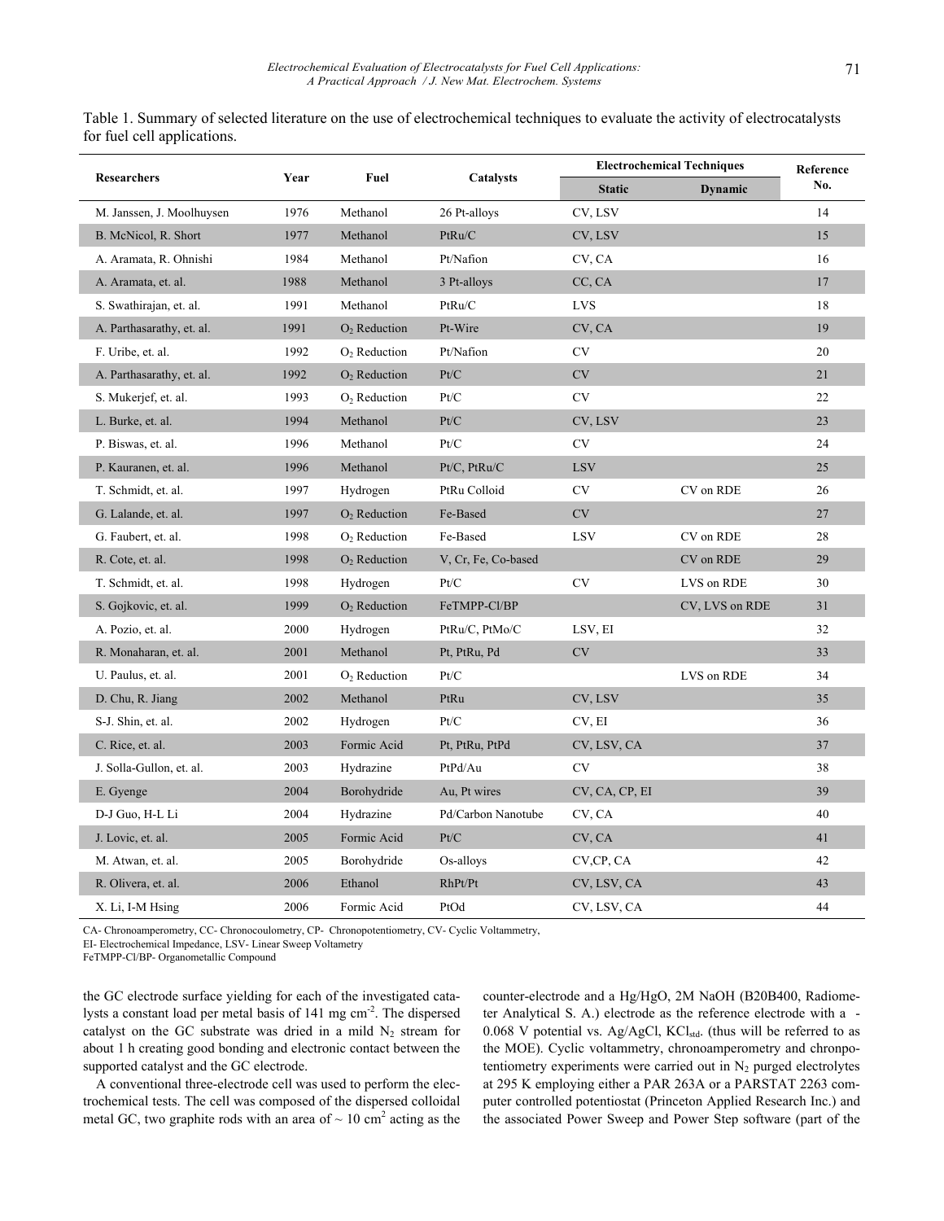Table 1. Summary of selected literature on the use of electrochemical techniques to evaluate the activity of electrocatalysts for fuel cell applications.

| Researchers | Year | Fuel | Catalysts | Electrochemical Techniques | | Reference No. |
|---|---|---|---|---|---|---|
| | | | | Static | Dynamic | |
| M. Janssen, J. Moolhuysen | 1976 | Methanol | 26 Pt-alloys | CV, LSV | | 14 |
| B. McNicol, R. Short | 1977 | Methanol | PtRu/C | CV, LSV | | 15 |
| A. Aramata, R. Ohnishi | 1984 | Methanol | Pt/Nafion | CV, CA | | 16 |
| A. Aramata, et. al. | 1988 | Methanol | 3 Pt-alloys | CC, CA | | 17 |
| S. Swathirajan, et. al. | 1991 | Methanol | PtRu/C | LVS | | 18 |
| A. Parthasarathy, et. al. | 1991 | $O_2$ Reduction | Pt-Wire | CV, CA | | 19 |
| F. Uribe, et. al. | 1992 | $O_2$ Reduction | Pt/Nafion | CV | | 20 |
| A. Parthasarathy, et. al. | 1992 | $O_2$ Reduction | Pt/C | CV | | 21 |
| S. Mukerjef, et. al. | 1993 | $O_2$ Reduction | Pt/C | CV | | 22 |
| L. Burke, et. al. | 1994 | Methanol | Pt/C | CV, LSV | | 23 |
| P. Biswas, et. al. | 1996 | Methanol | Pt/C | CV | | 24 |
| P. Kauranen, et. al. | 1996 | Methanol | Pt/C, PtRu/C | LSV | | 25 |
| T. Schmidt, et. al. | 1997 | Hydrogen | PtRu Colloid | CV | CV on RDE | 26 |
| G. Lalande, et. al. | 1997 | $O_2$ Reduction | Fe-Based | CV | | 27 |
| G. Faubert, et. al. | 1998 | $O_2$ Reduction | Fe-Based | LSV | CV on RDE | 28 |
| R. Cote, et. al. | 1998 | $O_2$ Reduction | V, Cr, Fe, Co-based | | CV on RDE | 29 |
| T. Schmidt, et. al. | 1998 | Hydrogen | Pt/C | CV | LVS on RDE | 30 |
| S. Gojkovic, et. al. | 1999 | $O_2$ Reduction | FeTMPP-Cl/BP | | CV, LVS on RDE | 31 |
| A. Pozio, et. al. | 2000 | Hydrogen | PtRu/C, PtMo/C | LSV, EI | | 32 |
| R. Monaharan, et. al. | 2001 | Methanol | Pt, PtRu, Pd | CV | | 33 |
| U. Paulus, et. al. | 2001 | $O_2$ Reduction | Pt/C | | LVS on RDE | 34 |
| D. Chu, R. Jiang | 2002 | Methanol | PtRu | CV, LSV | | 35 |
| S-J. Shin, et. al. | 2002 | Hydrogen | Pt/C | CV, EI | | 36 |
| C. Rice, et. al. | 2003 | Formic Acid | Pt, PtRu, PtPd | CV, LSV, CA | | 37 |
| J. Solla-Gullon, et. al. | 2003 | Hydrazine | PtPd/Au | CV | | 38 |
| E. Gyenge | 2004 | Borohydride | Au, Pt wires | CV, CA, CP, EI | | 39 |
| D-J Guo, H-L Li | 2004 | Hydrazine | Pd/Carbon Nanotube | CV, CA | | 40 |
| J. Lovic, et. al. | 2005 | Formic Acid | Pt/C | CV, CA | | 41 |
| M. Atwan, et. al. | 2005 | Borohydride | Os-alloys | CV,CP, CA | | 42 |
| R. Olivera, et. al. | 2006 | Ethanol | RhPt/Pt | CV, LSV, CA | | 43 |
| X. Li, I-M Hsing | 2006 | Formic Acid | PtOd | CV, LSV, CA | | 44 |

CA- Chronoamperometry, CC- Chronocoulometry, CP- Chronopotentiometry, CV- Cyclic Voltammetry,
EI- Electrochemical Impedance, LSV- Linear Sweep Voltametry
FeTMPP-Cl/BP- Organometallic Compound

the GC electrode surface yielding for each of the investigated catalysts a constant load per metal basis of 141 mg $cm^{-2}$. The dispersed catalyst on the GC substrate was dried in a mild $N_2$ stream for about 1 h creating good bonding and electronic contact between the supported catalyst and the GC electrode.

A conventional three-electrode cell was used to perform the electrochemical tests. The cell was composed of the dispersed colloidal metal GC, two graphite rods with an area of ~ 10 $cm^2$ acting as the counter-electrode and a Hg/HgO, 2M NaOH (B20B400, Radiometer Analytical S. A.) electrode as the reference electrode with a -0.068 V potential vs. Ag/AgCl, $KCl_{std}$. (thus will be referred to as the MOE). Cyclic voltammetry, chronoamperometry and chronpotentiometry experiments were carried out in $N_2$ purged electrolytes at 295 K employing either a PAR 263A or a PARSTAT 2263 computer controlled potentiostat (Princeton Applied Research Inc.) and the associated Power Sweep and Power Step software (part of the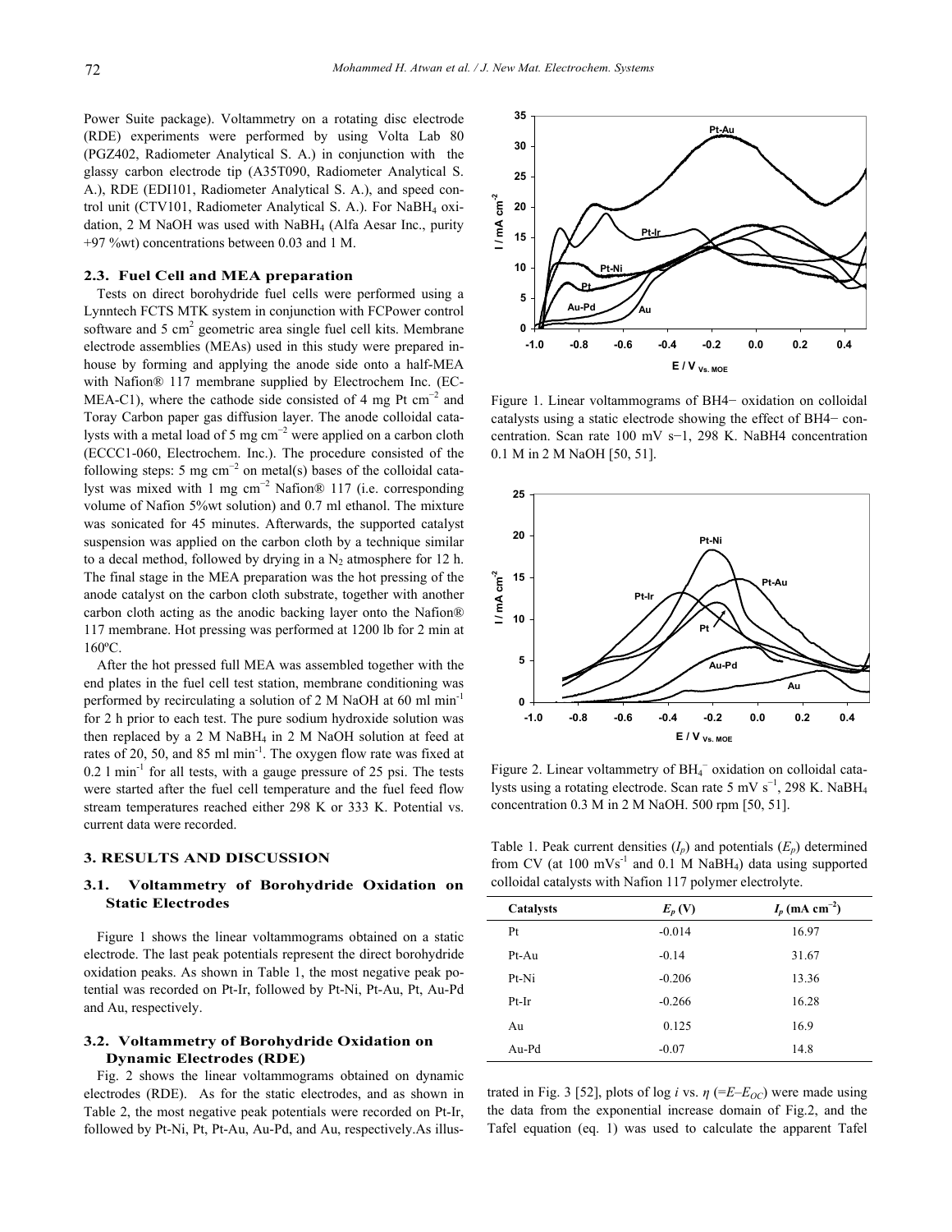Power Suite package). Voltammetry on a rotating disc electrode (RDE) experiments were performed by using Volta Lab 80 (PGZ402, Radiometer Analytical S. A.) in conjunction with the glassy carbon electrode tip (A35T090, Radiometer Analytical S. A.), RDE (EDI101, Radiometer Analytical S. A.), and speed control unit (CTV101, Radiometer Analytical S. A.). For $NaBH_4$ oxidation, 2 M NaOH was used with $NaBH_4$ (Alfa Aesar Inc., purity +97 %wt) concentrations between 0.03 and 1 M.

### 2.3. Fuel Cell and MEA preparation

Tests on direct borohydride fuel cells were performed using a Lynntech FCTS MTK system in conjunction with FCPower control software and 5 $cm^2$ geometric area single fuel cell kits. Membrane electrode assemblies (MEAs) used in this study were prepared in-house by forming and applying the anode side onto a half-MEA with Nafion® 117 membrane supplied by Electrochem Inc. (EC-MEA-C1), where the cathode side consisted of 4 mg Pt $cm^{-2}$ and Toray Carbon paper gas diffusion layer. The anode colloidal catalysts with a metal load of 5 mg $cm^{-2}$ were applied on a carbon cloth (ECCC1-060, Electrochem. Inc.). The procedure consisted of the following steps: 5 mg $cm^{-2}$ on metal(s) bases of the colloidal catalyst was mixed with 1 mg $cm^{-2}$ Nafion® 117 (i.e. corresponding volume of Nafion 5%wt solution) and 0.7 ml ethanol. The mixture was sonicated for 45 minutes. Afterwards, the supported catalyst suspension was applied on the carbon cloth by a technique similar to a decal method, followed by drying in a $N_2$ atmosphere for 12 h. The final stage in the MEA preparation was the hot pressing of the anode catalyst on the carbon cloth substrate, together with another carbon cloth acting as the anodic backing layer onto the Nafion® 117 membrane. Hot pressing was performed at 1200 lb for 2 min at 160ºC.

After the hot pressed full MEA was assembled together with the end plates in the fuel cell test station, membrane conditioning was performed by recirculating a solution of 2 M NaOH at 60 ml $min^{-1}$ for 2 h prior to each test. The pure sodium hydroxide solution was then replaced by a 2 M $NaBH_4$ in 2 M NaOH solution at feed at rates of 20, 50, and 85 ml $min^{-1}$. The oxygen flow rate was fixed at 0.2 l $min^{-1}$ for all tests, with a gauge pressure of 25 psi. The tests were started after the fuel cell temperature and the fuel feed flow stream temperatures reached either 298 K or 333 K. Potential vs. current data were recorded.

## 3. RESULTS AND DISCUSSION

### 3.1. Voltammetry of Borohydride Oxidation on Static Electrodes

Figure 1 shows the linear voltammograms obtained on a static electrode. The last peak potentials represent the direct borohydride oxidation peaks. As shown in Table 1, the most negative peak potential was recorded on Pt-Ir, followed by Pt-Ni, Pt-Au, Pt, Au-Pd and Au, respectively.

Figure 1. Linear voltammograms of BH4− oxidation on colloidal catalysts using a static electrode showing the effect of BH4− concentration. Scan rate 100 mV s−1, 298 K. NaBH4 concentration 0.1 M in 2 M NaOH [50, 51].

Figure 2. Linear voltammetry of $BH_4^-$ oxidation on colloidal catalysts using a rotating electrode. Scan rate 5 mV $s^{-1}$, 298 K. $NaBH_4$ concentration 0.3 M in 2 M NaOH. 500 rpm [50, 51].

Table 1. Peak current densities ($I_p$) and potentials ($E_p$) determined from CV (at 100 $mVs^{-1}$ and 0.1 M $NaBH_4$) data using supported colloidal catalysts with Nafion 117 polymer electrolyte.

| Catalysts | $E_p$ (V) | $I_p$ (mA $cm^{-2}$) |
|---|---|---|
| Pt | -0.014 | 16.97 |
| Pt-Au | -0.14 | 31.67 |
| Pt-Ni | -0.206 | 13.36 |
| Pt-Ir | -0.266 | 16.28 |
| Au | 0.125 | 16.9 |
| Au-Pd | -0.07 | 14.8 |

### 3.2. Voltammetry of Borohydride Oxidation on Dynamic Electrodes (RDE)

Fig. 2 shows the linear voltammograms obtained on dynamic electrodes (RDE). As for the static electrodes, and as shown in Table 2, the most negative peak potentials were recorded on Pt-Ir, followed by Pt-Ni, Pt, Pt-Au, Au-Pd, and Au, respectively. As illustrated in Fig. 3 [52], plots of log *i* vs. $\eta$ ($=E-E_{OC}$) were made using the data from the exponential increase domain of Fig.2, and the Tafel equation (eq. 1) was used to calculate the apparent Tafel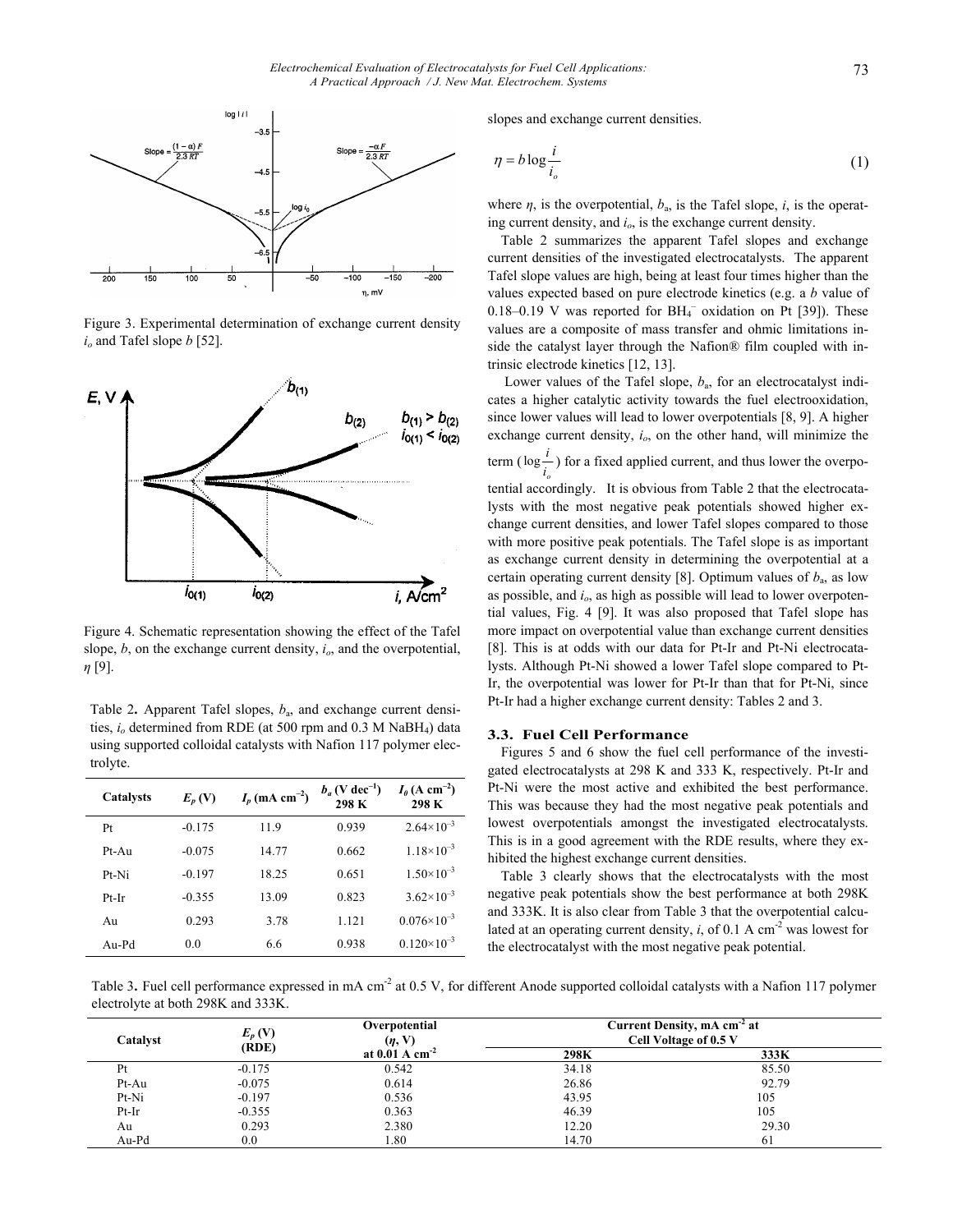Figure 3. Experimental determination of exchange current density $i_o$ and Tafel slope $b$ [52].

Figure 4. Schematic representation showing the effect of the Tafel slope, $b$, on the exchange current density, $i_o$, and the overpotential, $\eta$ [9].

Table 2. Apparent Tafel slopes, $b_a$, and exchange current densities, $i_o$ determined from RDE (at 500 rpm and 0.3 M $NaBH_4$) data using supported colloidal catalysts with Nafion 117 polymer electrolyte.

| Catalysts | $E_p$ (V) | $I_p$ (mA cm$^{-2}$) | $b_a$ (V dec$^{-1}$) 298 K | $I_0$ (A cm$^{-2}$) 298 K |
|---|---|---|---|---|
| Pt | -0.175 | 11.9 | 0.939 | $2.64\times10^{-3}$ |
| Pt-Au | -0.075 | 14.77 | 0.662 | $1.18\times10^{-3}$ |
| Pt-Ni | -0.197 | 18.25 | 0.651 | $1.50\times10^{-3}$ |
| Pt-Ir | -0.355 | 13.09 | 0.823 | $3.62\times10^{-3}$ |
| Au | 0.293 | 3.78 | 1.121 | $0.076\times10^{-3}$ |
| Au-Pd | 0.0 | 6.6 | 0.938 | $0.120\times10^{-3}$ |

slopes and exchange current densities.

$$\eta = b \log \frac{i}{i_o} \tag{1}$$

where $\eta$, is the overpotential, $b_a$, is the Tafel slope, $i$, is the operating current density, and $i_o$, is the exchange current density.

Table 2 summarizes the apparent Tafel slopes and exchange current densities of the investigated electrocatalysts. The apparent Tafel slope values are high, being at least four times higher than the values expected based on pure electrode kinetics (e.g. a $b$ value of 0.18–0.19 V was reported for $BH_4^-$ oxidation on Pt [39]). These values are a composite of mass transfer and ohmic limitations inside the catalyst layer through the Nafion® film coupled with intrinsic electrode kinetics [12, 13].

Lower values of the Tafel slope, $b_a$, for an electrocatalyst indicates a higher catalytic activity towards the fuel electrooxidation, since lower values will lead to lower overpotentials [8, 9]. A higher exchange current density, $i_o$, on the other hand, will minimize the term ($\log \frac{i}{i_o}$) for a fixed applied current, and thus lower the overpotential accordingly. It is obvious from Table 2 that the electrocatalysts with the most negative peak potentials showed higher exchange current densities, and lower Tafel slopes compared to those with more positive peak potentials. The Tafel slope is as important as exchange current density in determining the overpotential at a certain operating current density [8]. Optimum values of $b_a$, as low as possible, and $i_o$, as high as possible will lead to lower overpotential values, Fig. 4 [9]. It was also proposed that Tafel slope has more impact on overpotential value than exchange current densities [8]. This is at odds with our data for Pt-Ir and Pt-Ni electrocatalysts. Although Pt-Ni showed a lower Tafel slope compared to Pt-Ir, the overpotential was lower for Pt-Ir than that for Pt-Ni, since Pt-Ir had a higher exchange current density: Tables 2 and 3.

### 3.3. Fuel Cell Performance

Figures 5 and 6 show the fuel cell performance of the investigated electrocatalysts at 298 K and 333 K, respectively. Pt-Ir and Pt-Ni were the most active and exhibited the best performance. This was because they had the most negative peak potentials and lowest overpotentials amongst the investigated electrocatalysts. This is in a good agreement with the RDE results, where they exhibited the highest exchange current densities.

Table 3 clearly shows that the electrocatalysts with the most negative peak potentials show the best performance at both 298K and 333K. It is also clear from Table 3 that the overpotential calculated at an operating current density, $i$, of 0.1 A cm$^{-2}$ was lowest for the electrocatalyst with the most negative peak potential.

Table 3. Fuel cell performance expressed in mA cm$^{-2}$ at 0.5 V, for different Anode supported colloidal catalysts with a Nafion 117 polymer electrolyte at both 298K and 333K.

| Catalyst | $E_p$ (V) (RDE) | Overpotential ($\eta$, V) at 0.01 A cm$^{-2}$ | Current Density, mA cm$^{-2}$ at Cell Voltage of 0.5 V | |
|---|---|---|---|---|
| | | | 298K | 333K |
| Pt | -0.175 | 0.542 | 34.18 | 85.50 |
| Pt-Au | -0.075 | 0.614 | 26.86 | 92.79 |
| Pt-Ni | -0.197 | 0.536 | 43.95 | 105 |
| Pt-Ir | -0.355 | 0.363 | 46.39 | 105 |
| Au | 0.293 | 2.380 | 12.20 | 29.30 |
| Au-Pd | 0.0 | 1.80 | 14.70 | 61 |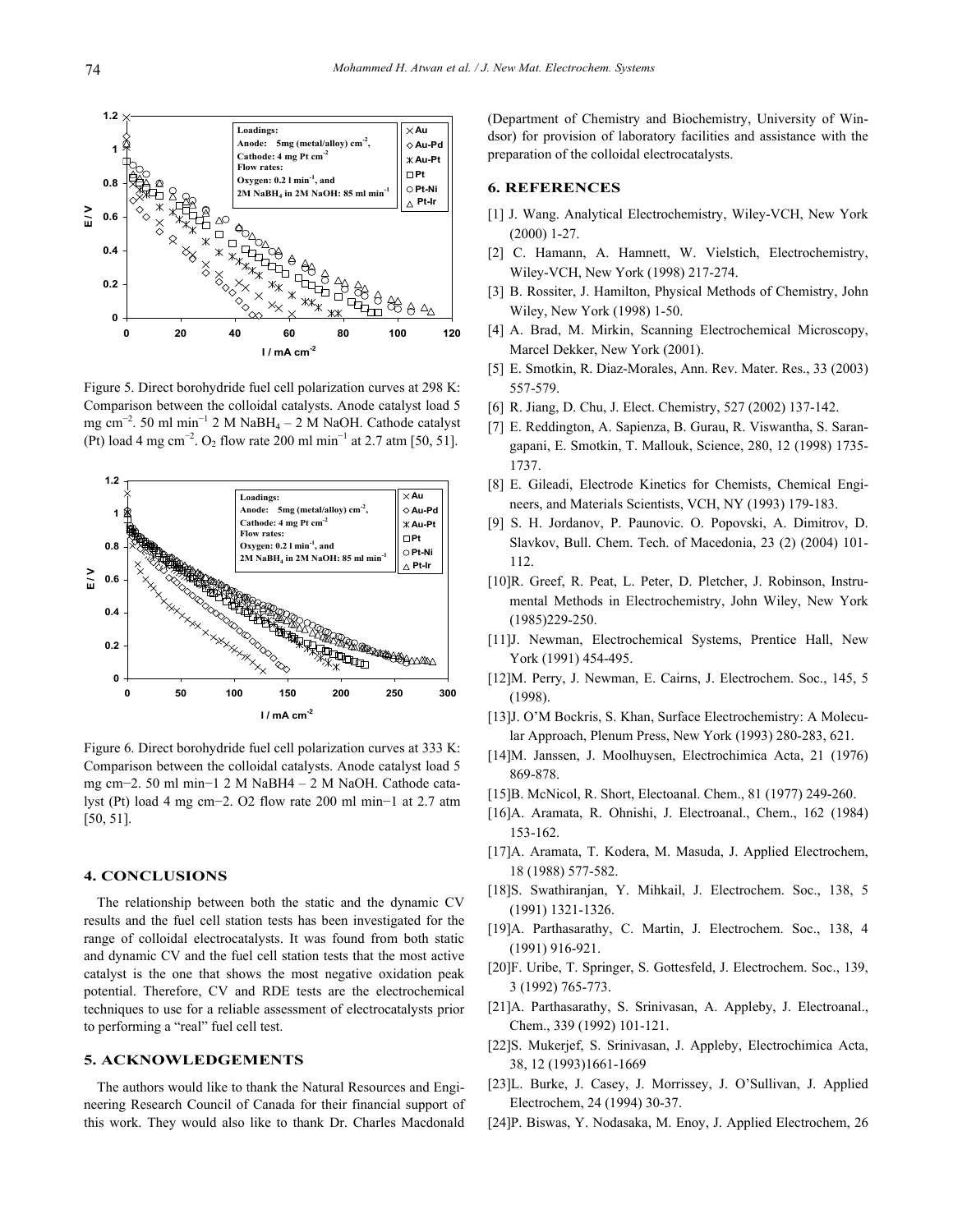Figure 5. Direct borohydride fuel cell polarization curves at 298 K: Comparison between the colloidal catalysts. Anode catalyst load 5 mg cm$^{-2}$. 50 ml min$^{-1}$ 2 M $NaBH_4$ – 2 M NaOH. Cathode catalyst (Pt) load 4 mg cm$^{-2}$. $O_2$ flow rate 200 ml min$^{-1}$ at 2.7 atm [50, 51].

Figure 6. Direct borohydride fuel cell polarization curves at 333 K: Comparison between the colloidal catalysts. Anode catalyst load 5 mg cm−2. 50 ml min−1 2 M NaBH4 – 2 M NaOH. Cathode catalyst (Pt) load 4 mg cm−2. O2 flow rate 200 ml min−1 at 2.7 atm [50, 51].

## 4. CONCLUSIONS

The relationship between both the static and the dynamic CV results and the fuel cell station tests has been investigated for the range of colloidal electrocatalysts. It was found from both static and dynamic CV and the fuel cell station tests that the most active catalyst is the one that shows the most negative oxidation peak potential. Therefore, CV and RDE tests are the electrochemical techniques to use for a reliable assessment of electrocatalysts prior to performing a "real" fuel cell test.

## 5. ACKNOWLEDGEMENTS

The authors would like to thank the Natural Resources and Engineering Research Council of Canada for their financial support of this work. They would also like to thank Dr. Charles Macdonald (Department of Chemistry and Biochemistry, University of Windsor) for provision of laboratory facilities and assistance with the preparation of the colloidal electrocatalysts.

## 6. REFERENCES

[1] J. Wang. Analytical Electrochemistry, Wiley-VCH, New York (2000) 1-27.

[2] C. Hamann, A. Hamnett, W. Vielstich, Electrochemistry, Wiley-VCH, New York (1998) 217-274.

[3] B. Rossiter, J. Hamilton, Physical Methods of Chemistry, John Wiley, New York (1998) 1-50.

[4] A. Brad, M. Mirkin, Scanning Electrochemical Microscopy, Marcel Dekker, New York (2001).

[5] E. Smotkin, R. Diaz-Morales, Ann. Rev. Mater. Res., 33 (2003) 557-579.

[6] R. Jiang, D. Chu, J. Elect. Chemistry, 527 (2002) 137-142.

[7] E. Reddington, A. Sapienza, B. Gurau, R. Viswantha, S. Sarangapani, E. Smotkin, T. Mallouk, Science, 280, 12 (1998) 1735-1737.

[8] E. Gileadi, Electrode Kinetics for Chemists, Chemical Engineers, and Materials Scientists, VCH, NY (1993) 179-183.

[9] S. H. Jordanov, P. Paunovic. O. Popovski, A. Dimitrov, D. Slavkov, Bull. Chem. Tech. of Macedonia, 23 (2) (2004) 101-112.

[10] R. Greef, R. Peat, L. Peter, D. Pletcher, J. Robinson, Instrumental Methods in Electrochemistry, John Wiley, New York (1985)229-250.

[11] J. Newman, Electrochemical Systems, Prentice Hall, New York (1991) 454-495.

[12] M. Perry, J. Newman, E. Cairns, J. Electrochem. Soc., 145, 5 (1998).

[13] J. O'M Bockris, S. Khan, Surface Electrochemistry: A Molecular Approach, Plenum Press, New York (1993) 280-283, 621.

[14] M. Janssen, J. Moolhuysen, Electrochimica Acta, 21 (1976) 869-878.

[15] B. McNicol, R. Short, Electoanal. Chem., 81 (1977) 249-260.

[16] A. Aramata, R. Ohnishi, J. Electroanal., Chem., 162 (1984) 153-162.

[17] A. Aramata, T. Kodera, M. Masuda, J. Applied Electrochem, 18 (1988) 577-582.

[18] S. Swathiranjan, Y. Mihkail, J. Electrochem. Soc., 138, 5 (1991) 1321-1326.

[19] A. Parthasarathy, C. Martin, J. Electrochem. Soc., 138, 4 (1991) 916-921.

[20] F. Uribe, T. Springer, S. Gottesfeld, J. Electrochem. Soc., 139, 3 (1992) 765-773.

[21] A. Parthasarathy, S. Srinivasan, A. Appleby, J. Electroanal., Chem., 339 (1992) 101-121.

[22] S. Mukerjef, S. Srinivasan, J. Appleby, Electrochimica Acta, 38, 12 (1993)1661-1669

[23] L. Burke, J. Casey, J. Morrissey, J. O'Sullivan, J. Applied Electrochem, 24 (1994) 30-37.

[24] P. Biswas, Y. Nodasaka, M. Enoy, J. Applied Electrochem, 26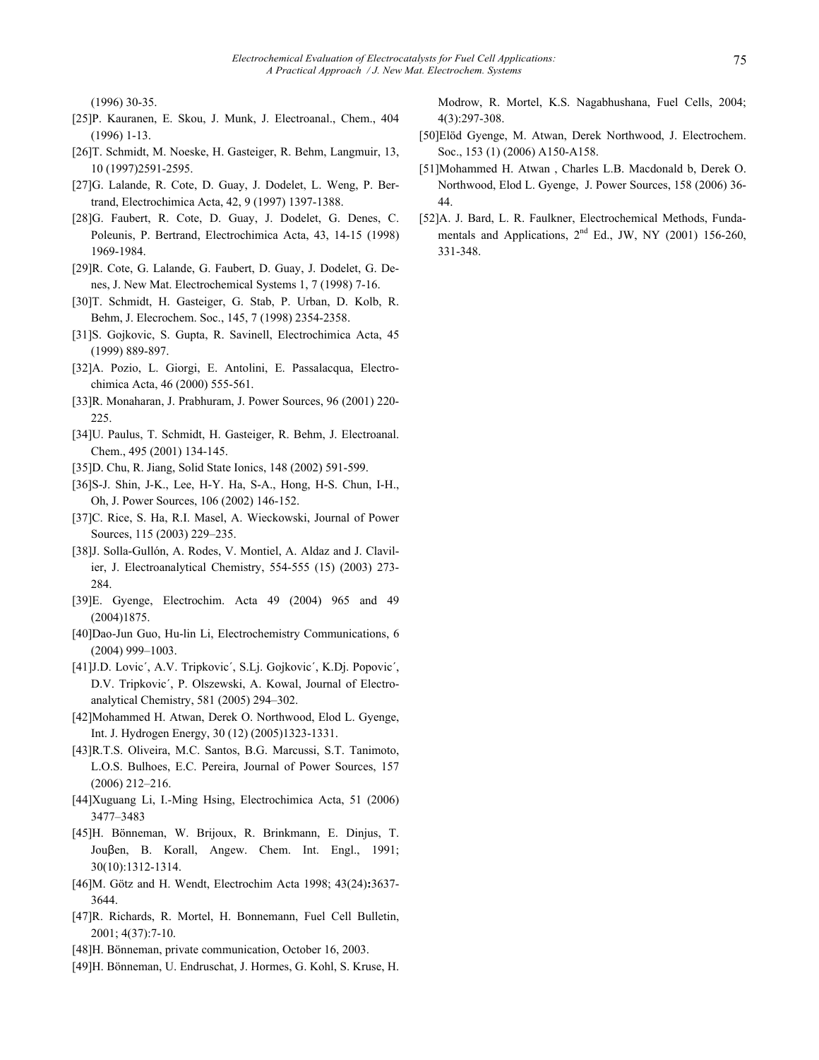(1996) 30-35.

[25]P. Kauranen, E. Skou, J. Munk, J. Electroanal., Chem., 404 (1996) 1-13.

[26]T. Schmidt, M. Noeske, H. Gasteiger, R. Behm, Langmuir, 13, 10 (1997)2591-2595.

[27]G. Lalande, R. Cote, D. Guay, J. Dodelet, L. Weng, P. Bertrand, Electrochimica Acta, 42, 9 (1997) 1397-1388.

[28]G. Faubert, R. Cote, D. Guay, J. Dodelet, G. Denes, C. Poleunis, P. Bertrand, Electrochimica Acta, 43, 14-15 (1998) 1969-1984.

[29]R. Cote, G. Lalande, G. Faubert, D. Guay, J. Dodelet, G. Denes, J. New Mat. Electrochemical Systems 1, 7 (1998) 7-16.

[30]T. Schmidt, H. Gasteiger, G. Stab, P. Urban, D. Kolb, R. Behm, J. Elecrochem. Soc., 145, 7 (1998) 2354-2358.

[31]S. Gojkovic, S. Gupta, R. Savinell, Electrochimica Acta, 45 (1999) 889-897.

[32]A. Pozio, L. Giorgi, E. Antolini, E. Passalacqua, Electrochimica Acta, 46 (2000) 555-561.

[33]R. Monaharan, J. Prabhuram, J. Power Sources, 96 (2001) 220-225.

[34]U. Paulus, T. Schmidt, H. Gasteiger, R. Behm, J. Electroanal. Chem., 495 (2001) 134-145.

[35]D. Chu, R. Jiang, Solid State Ionics, 148 (2002) 591-599.

[36]S-J. Shin, J-K., Lee, H-Y. Ha, S-A., Hong, H-S. Chun, I-H., Oh, J. Power Sources, 106 (2002) 146-152.

[37]C. Rice, S. Ha, R.I. Masel, A. Wieckowski, Journal of Power Sources, 115 (2003) 229–235.

[38]J. Solla-Gullón, A. Rodes, V. Montiel, A. Aldaz and J. Clavilier, J. Electroanalytical Chemistry, 554-555 (15) (2003) 273-284.

[39]E. Gyenge, Electrochim. Acta 49 (2004) 965 and 49 (2004)1875.

[40]Dao-Jun Guo, Hu-lin Li, Electrochemistry Communications, 6 (2004) 999–1003.

[41]J.D. Lovic´, A.V. Tripkovic´, S.Lj. Gojkovic´, K.Dj. Popovic´, D.V. Tripkovic´, P. Olszewski, A. Kowal, Journal of Electroanalytical Chemistry, 581 (2005) 294–302.

[42]Mohammed H. Atwan, Derek O. Northwood, Elod L. Gyenge, Int. J. Hydrogen Energy, 30 (12) (2005)1323-1331.

[43]R.T.S. Oliveira, M.C. Santos, B.G. Marcussi, S.T. Tanimoto, L.O.S. Bulhoes, E.C. Pereira, Journal of Power Sources, 157 (2006) 212–216.

[44]Xuguang Li, I.-Ming Hsing, Electrochimica Acta, 51 (2006) 3477–3483

[45]H. Bönneman, W. Brijoux, R. Brinkmann, E. Dinjus, T. Jouβen, B. Korall, Angew. Chem. Int. Engl., 1991; 30(10):1312-1314.

[46]M. Götz and H. Wendt, Electrochim Acta 1998; 43(24):3637-3644.

[47]R. Richards, R. Mortel, H. Bonnemann, Fuel Cell Bulletin, 2001; 4(37):7-10.

[48]H. Bönneman, private communication, October 16, 2003.

[49]H. Bönneman, U. Endruschat, J. Hormes, G. Kohl, S. Kruse, H. Modrow, R. Mortel, K.S. Nagabhushana, Fuel Cells, 2004; 4(3):297-308.

[50]Elöd Gyenge, M. Atwan, Derek Northwood, J. Electrochem. Soc., 153 (1) (2006) A150-A158.

[51]Mohammed H. Atwan , Charles L.B. Macdonald b, Derek O. Northwood, Elod L. Gyenge, J. Power Sources, 158 (2006) 36-44.

[52]A. J. Bard, L. R. Faulkner, Electrochemical Methods, Fundamentals and Applications, 2nd Ed., JW, NY (2001) 156-260, 331-348.